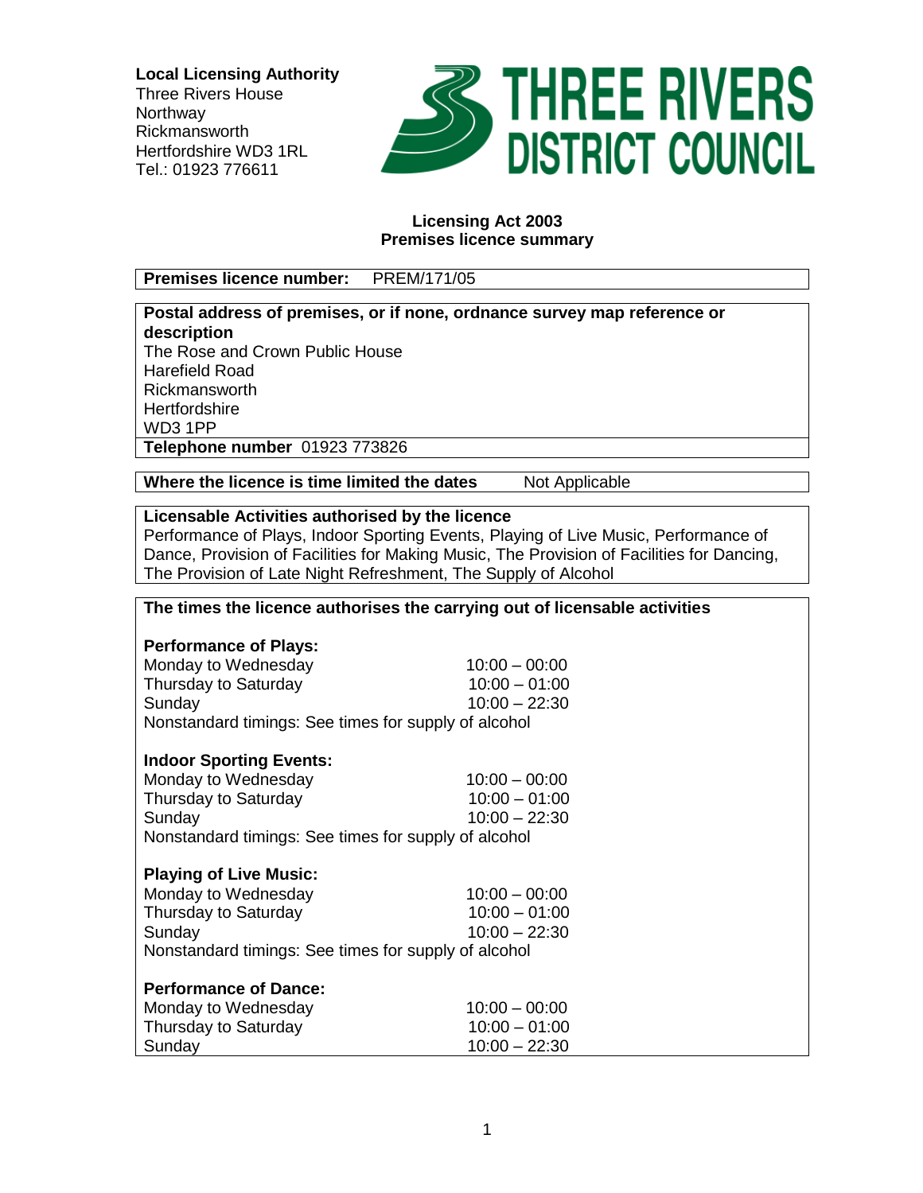**Local Licensing Authority**
Three Rivers House
Northway
Rickmansworth
Hertfordshire WD3 1RL
Tel.: 01923 776611

**THREE RIVERS DISTRICT COUNCIL**

## Licensing Act 2003
## Premises licence summary

**Premises licence number:** PREM/171/05

**Postal address of premises, or if none, ordnance survey map reference or description**
The Rose and Crown Public House
Harefield Road
Rickmansworth
Hertfordshire
WD3 1PP
**Telephone number** 01923 773826

**Where the licence is time limited the dates** Not Applicable

**Licensable Activities authorised by the licence**
Performance of Plays, Indoor Sporting Events, Playing of Live Music, Performance of Dance, Provision of Facilities for Making Music, The Provision of Facilities for Dancing, The Provision of Late Night Refreshment, The Supply of Alcohol

**The times the licence authorises the carrying out of licensable activities**

**Performance of Plays:**

| | |
|---|---|
| Monday to Wednesday | 10:00 – 00:00 |
| Thursday to Saturday | 10:00 – 01:00 |
| Sunday | 10:00 – 22:30 |

Nonstandard timings: See times for supply of alcohol

**Indoor Sporting Events:**

| | |
|---|---|
| Monday to Wednesday | 10:00 – 00:00 |
| Thursday to Saturday | 10:00 – 01:00 |
| Sunday | 10:00 – 22:30 |

Nonstandard timings: See times for supply of alcohol

**Playing of Live Music:**

| | |
|---|---|
| Monday to Wednesday | 10:00 – 00:00 |
| Thursday to Saturday | 10:00 – 01:00 |
| Sunday | 10:00 – 22:30 |

Nonstandard timings: See times for supply of alcohol

**Performance of Dance:**

| | |
|---|---|
| Monday to Wednesday | 10:00 – 00:00 |
| Thursday to Saturday | 10:00 – 01:00 |
| Sunday | 10:00 – 22:30 |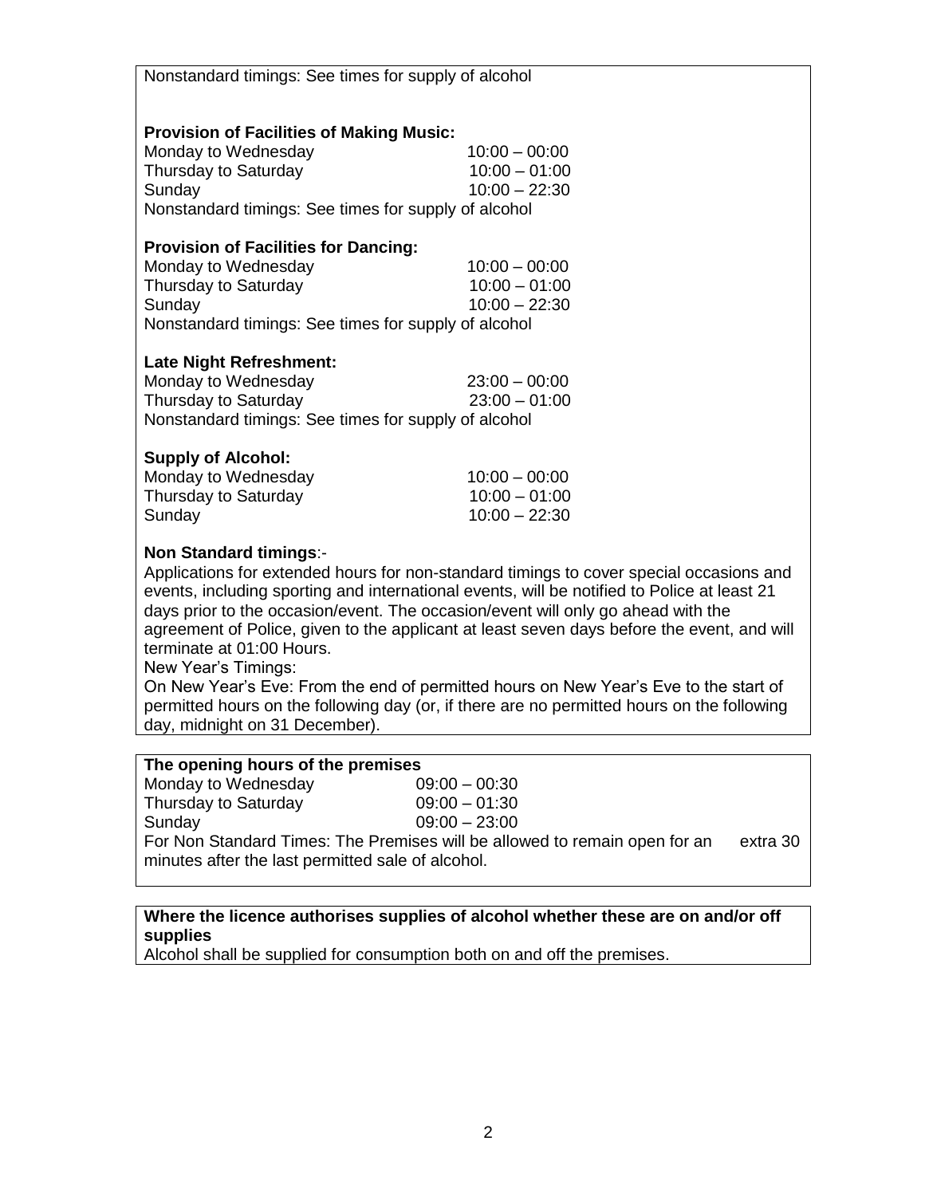Nonstandard timings: See times for supply of alcohol

**Provision of Facilities of Making Music:**

| | |
|---|---|
| Monday to Wednesday | 10:00 – 00:00 |
| Thursday to Saturday | 10:00 – 01:00 |
| Sunday | 10:00 – 22:30 |

Nonstandard timings: See times for supply of alcohol

**Provision of Facilities for Dancing:**

| | |
|---|---|
| Monday to Wednesday | 10:00 – 00:00 |
| Thursday to Saturday | 10:00 – 01:00 |
| Sunday | 10:00 – 22:30 |

Nonstandard timings: See times for supply of alcohol

**Late Night Refreshment:**

| | |
|---|---|
| Monday to Wednesday | 23:00 – 00:00 |
| Thursday to Saturday | 23:00 – 01:00 |

Nonstandard timings: See times for supply of alcohol

**Supply of Alcohol:**

| | |
|---|---|
| Monday to Wednesday | 10:00 – 00:00 |
| Thursday to Saturday | 10:00 – 01:00 |
| Sunday | 10:00 – 22:30 |

**Non Standard timings**:-

Applications for extended hours for non-standard timings to cover special occasions and events, including sporting and international events, will be notified to Police at least 21 days prior to the occasion/event. The occasion/event will only go ahead with the agreement of Police, given to the applicant at least seven days before the event, and will terminate at 01:00 Hours.

New Year's Timings:

On New Year's Eve: From the end of permitted hours on New Year's Eve to the start of permitted hours on the following day (or, if there are no permitted hours on the following day, midnight on 31 December).

**The opening hours of the premises**

| | |
|---|---|
| Monday to Wednesday | 09:00 – 00:30 |
| Thursday to Saturday | 09:00 – 01:30 |
| Sunday | 09:00 – 23:00 |

For Non Standard Times: The Premises will be allowed to remain open for an extra 30 minutes after the last permitted sale of alcohol.

**Where the licence authorises supplies of alcohol whether these are on and/or off supplies**

Alcohol shall be supplied for consumption both on and off the premises.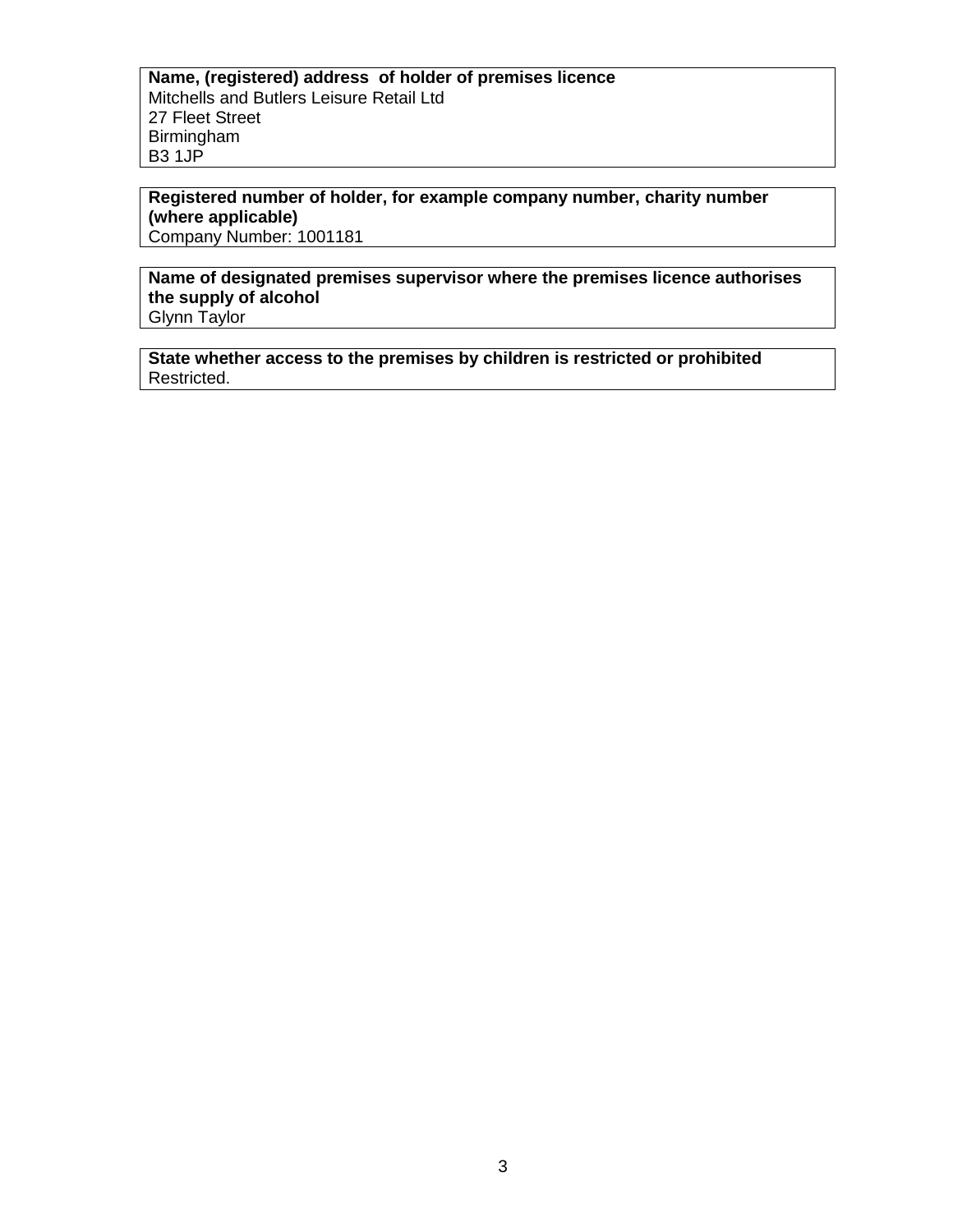**Name, (registered) address of holder of premises licence**
Mitchells and Butlers Leisure Retail Ltd
27 Fleet Street
Birmingham
B3 1JP

**Registered number of holder, for example company number, charity number (where applicable)**
Company Number: 1001181

**Name of designated premises supervisor where the premises licence authorises the supply of alcohol**
Glynn Taylor

**State whether access to the premises by children is restricted or prohibited**
Restricted.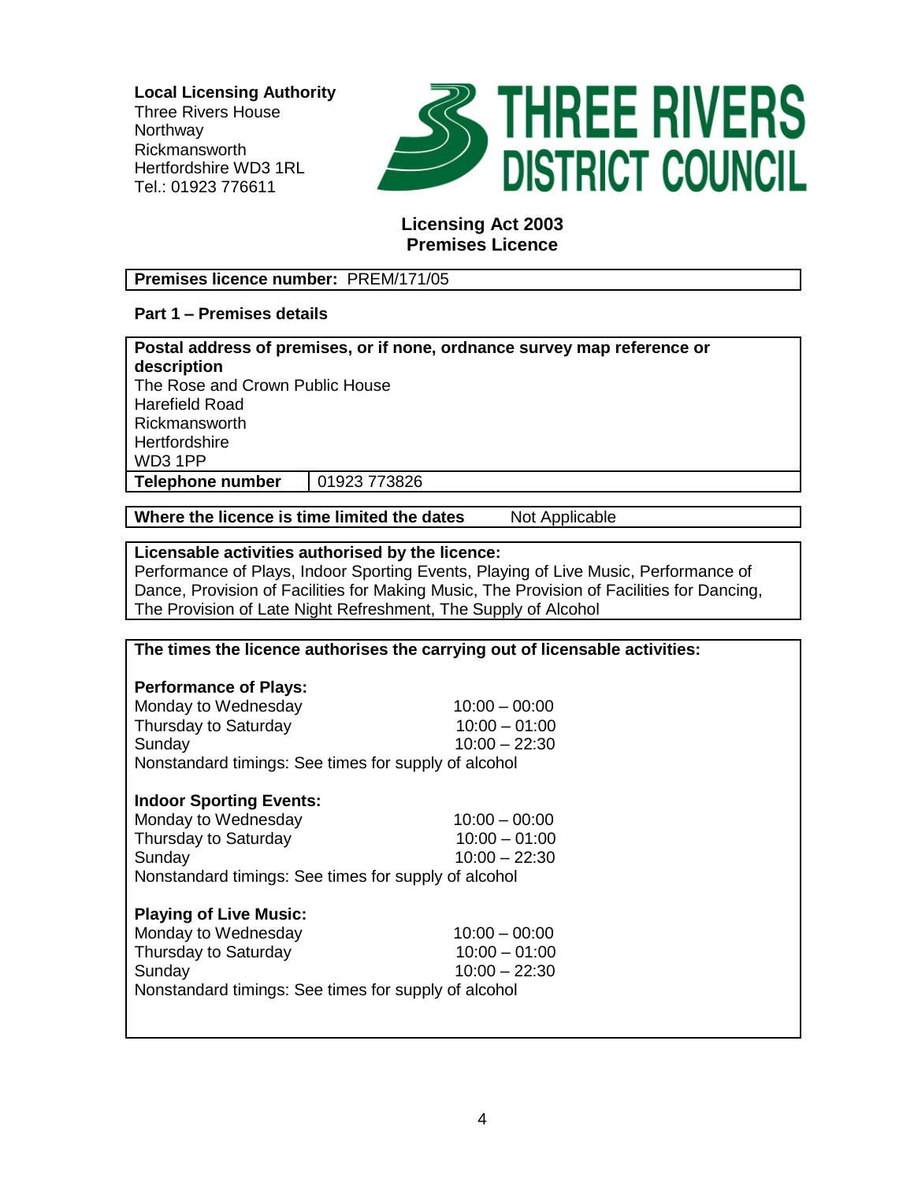**Local Licensing Authority**
Three Rivers House
Northway
Rickmansworth
Hertfordshire WD3 1RL
Tel.: 01923 776611

THREE RIVERS DISTRICT COUNCIL

## Licensing Act 2003
## Premises Licence

**Premises licence number:** PREM/171/05

**Part 1 – Premises details**

**Postal address of premises, or if none, ordnance survey map reference or description**
The Rose and Crown Public House
Harefield Road
Rickmansworth
Hertfordshire
WD3 1PP

| **Telephone number** | 01923 773826 |
|---|---|

**Where the licence is time limited the dates** Not Applicable

**Licensable activities authorised by the licence:**
Performance of Plays, Indoor Sporting Events, Playing of Live Music, Performance of Dance, Provision of Facilities for Making Music, The Provision of Facilities for Dancing, The Provision of Late Night Refreshment, The Supply of Alcohol

**The times the licence authorises the carrying out of licensable activities:**

**Performance of Plays:**

| | |
|---|---|
| Monday to Wednesday | 10:00 – 00:00 |
| Thursday to Saturday | 10:00 – 01:00 |
| Sunday | 10:00 – 22:30 |

Nonstandard timings: See times for supply of alcohol

**Indoor Sporting Events:**

| | |
|---|---|
| Monday to Wednesday | 10:00 – 00:00 |
| Thursday to Saturday | 10:00 – 01:00 |
| Sunday | 10:00 – 22:30 |

Nonstandard timings: See times for supply of alcohol

**Playing of Live Music:**

| | |
|---|---|
| Monday to Wednesday | 10:00 – 00:00 |
| Thursday to Saturday | 10:00 – 01:00 |
| Sunday | 10:00 – 22:30 |

Nonstandard timings: See times for supply of alcohol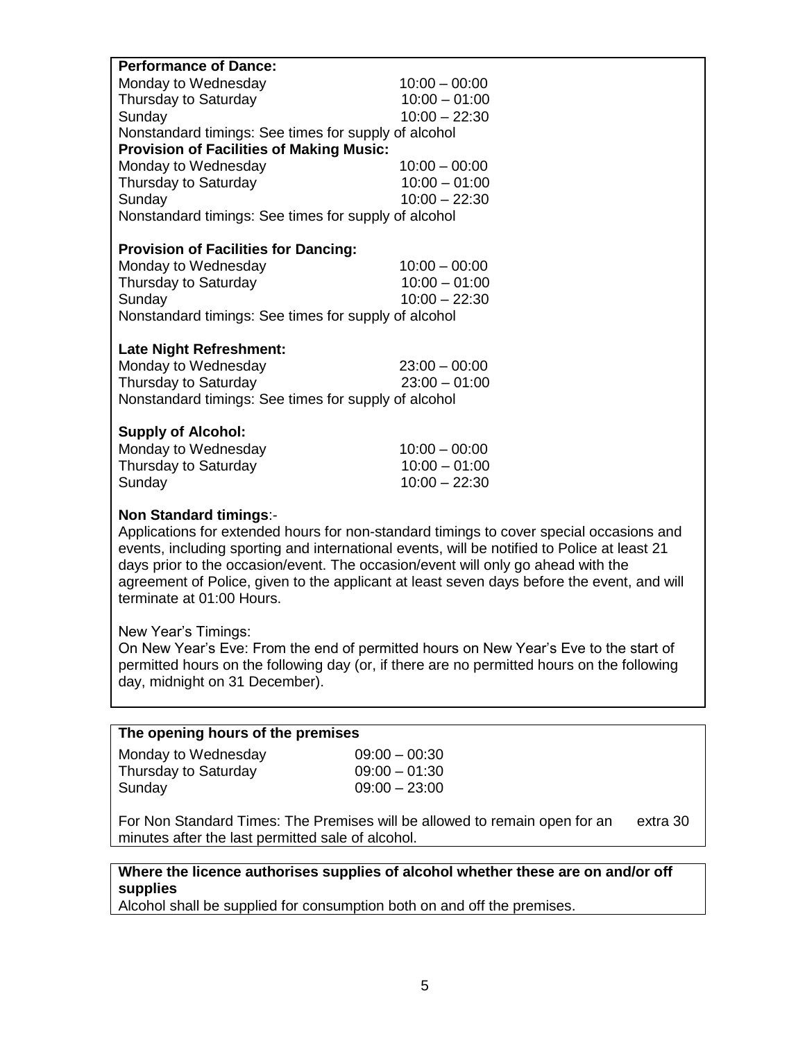**Performance of Dance:**

| | |
|---|---|
| Monday to Wednesday | 10:00 – 00:00 |
| Thursday to Saturday | 10:00 – 01:00 |
| Sunday | 10:00 – 22:30 |

Nonstandard timings: See times for supply of alcohol

**Provision of Facilities of Making Music:**

| | |
|---|---|
| Monday to Wednesday | 10:00 – 00:00 |
| Thursday to Saturday | 10:00 – 01:00 |
| Sunday | 10:00 – 22:30 |

Nonstandard timings: See times for supply of alcohol

**Provision of Facilities for Dancing:**

| | |
|---|---|
| Monday to Wednesday | 10:00 – 00:00 |
| Thursday to Saturday | 10:00 – 01:00 |
| Sunday | 10:00 – 22:30 |

Nonstandard timings: See times for supply of alcohol

**Late Night Refreshment:**

| | |
|---|---|
| Monday to Wednesday | 23:00 – 00:00 |
| Thursday to Saturday | 23:00 – 01:00 |

Nonstandard timings: See times for supply of alcohol

**Supply of Alcohol:**

| | |
|---|---|
| Monday to Wednesday | 10:00 – 00:00 |
| Thursday to Saturday | 10:00 – 01:00 |
| Sunday | 10:00 – 22:30 |

**Non Standard timings**:-

Applications for extended hours for non-standard timings to cover special occasions and events, including sporting and international events, will be notified to Police at least 21 days prior to the occasion/event. The occasion/event will only go ahead with the agreement of Police, given to the applicant at least seven days before the event, and will terminate at 01:00 Hours.

New Year's Timings:

On New Year's Eve: From the end of permitted hours on New Year's Eve to the start of permitted hours on the following day (or, if there are no permitted hours on the following day, midnight on 31 December).

**The opening hours of the premises**

| | |
|---|---|
| Monday to Wednesday | 09:00 – 00:30 |
| Thursday to Saturday | 09:00 – 01:30 |
| Sunday | 09:00 – 23:00 |

For Non Standard Times: The Premises will be allowed to remain open for an extra 30 minutes after the last permitted sale of alcohol.

**Where the licence authorises supplies of alcohol whether these are on and/or off supplies**

Alcohol shall be supplied for consumption both on and off the premises.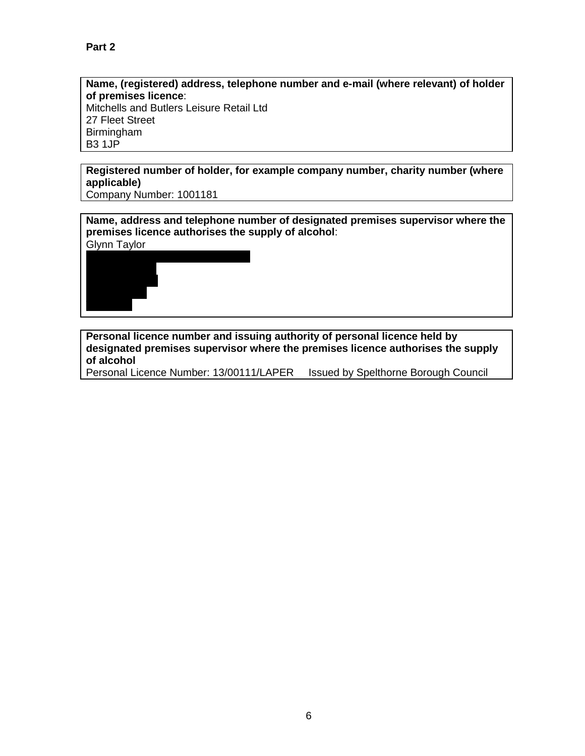**Part 2**

**Name, (registered) address, telephone number and e-mail (where relevant) of holder of premises licence**:
Mitchells and Butlers Leisure Retail Ltd
27 Fleet Street
Birmingham
B3 1JP

**Registered number of holder, for example company number, charity number (where applicable)**
Company Number: 1001181

**Name, address and telephone number of designated premises supervisor where the premises licence authorises the supply of alcohol**:
Glynn Taylor

**Personal licence number and issuing authority of personal licence held by designated premises supervisor where the premises licence authorises the supply of alcohol**
Personal Licence Number: 13/00111/LAPER Issued by Spelthorne Borough Council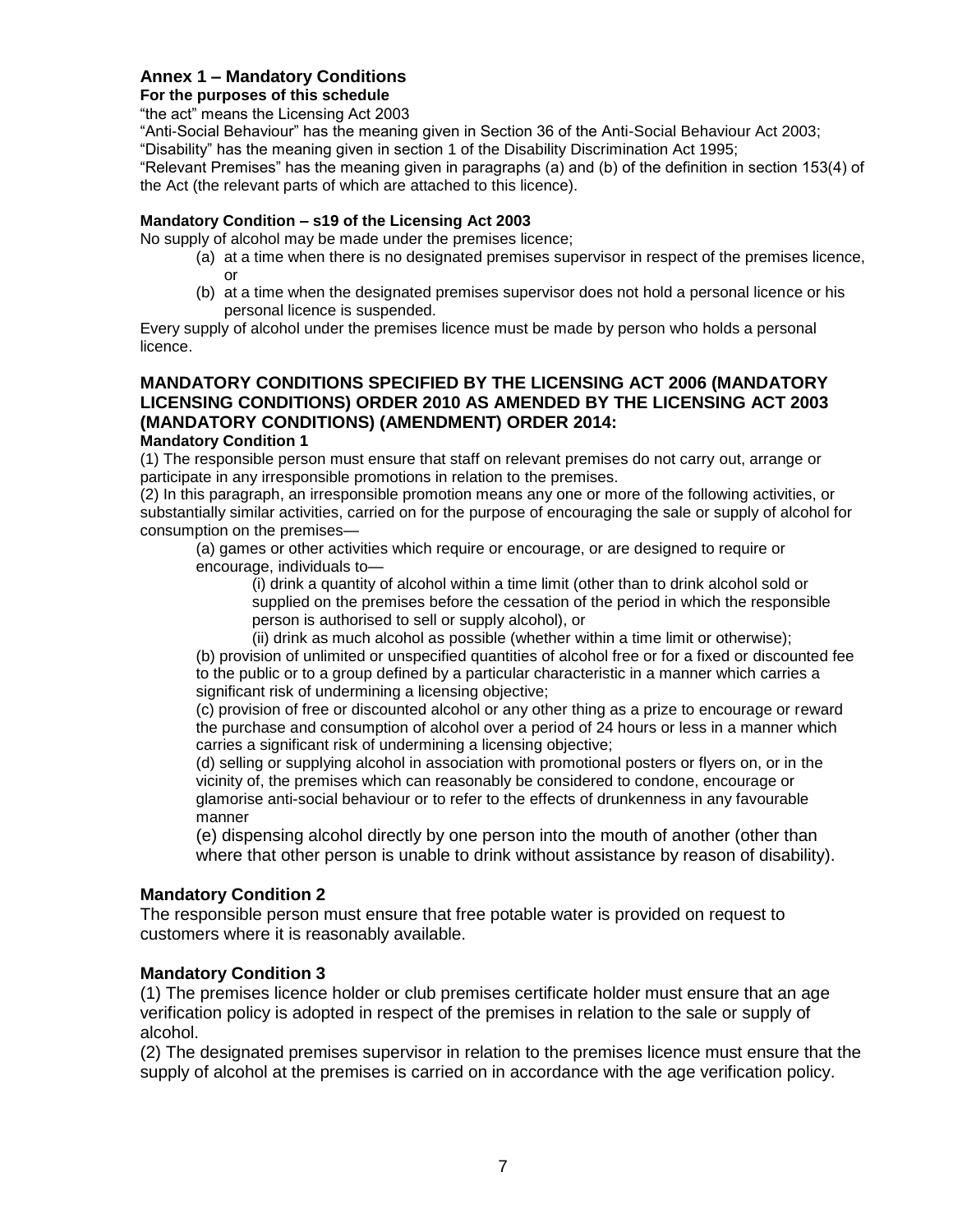## Annex 1 – Mandatory Conditions

**For the purposes of this schedule**

"the act" means the Licensing Act 2003

"Anti-Social Behaviour" has the meaning given in Section 36 of the Anti-Social Behaviour Act 2003;

"Disability" has the meaning given in section 1 of the Disability Discrimination Act 1995;

"Relevant Premises" has the meaning given in paragraphs (a) and (b) of the definition in section 153(4) of the Act (the relevant parts of which are attached to this licence).

**Mandatory Condition – s19 of the Licensing Act 2003**

No supply of alcohol may be made under the premises licence;

- (a) at a time when there is no designated premises supervisor in respect of the premises licence, or
- (b) at a time when the designated premises supervisor does not hold a personal licence or his personal licence is suspended.

Every supply of alcohol under the premises licence must be made by person who holds a personal licence.

### MANDATORY CONDITIONS SPECIFIED BY THE LICENSING ACT 2006 (MANDATORY LICENSING CONDITIONS) ORDER 2010 AS AMENDED BY THE LICENSING ACT 2003 (MANDATORY CONDITIONS) (AMENDMENT) ORDER 2014:

**Mandatory Condition 1**

(1) The responsible person must ensure that staff on relevant premises do not carry out, arrange or participate in any irresponsible promotions in relation to the premises.

(2) In this paragraph, an irresponsible promotion means any one or more of the following activities, or substantially similar activities, carried on for the purpose of encouraging the sale or supply of alcohol for consumption on the premises—

(a) games or other activities which require or encourage, or are designed to require or encourage, individuals to—

(i) drink a quantity of alcohol within a time limit (other than to drink alcohol sold or supplied on the premises before the cessation of the period in which the responsible person is authorised to sell or supply alcohol), or

(ii) drink as much alcohol as possible (whether within a time limit or otherwise);

(b) provision of unlimited or unspecified quantities of alcohol free or for a fixed or discounted fee to the public or to a group defined by a particular characteristic in a manner which carries a significant risk of undermining a licensing objective;

(c) provision of free or discounted alcohol or any other thing as a prize to encourage or reward the purchase and consumption of alcohol over a period of 24 hours or less in a manner which carries a significant risk of undermining a licensing objective;

(d) selling or supplying alcohol in association with promotional posters or flyers on, or in the vicinity of, the premises which can reasonably be considered to condone, encourage or glamorise anti-social behaviour or to refer to the effects of drunkenness in any favourable manner

(e) dispensing alcohol directly by one person into the mouth of another (other than where that other person is unable to drink without assistance by reason of disability).

### Mandatory Condition 2

The responsible person must ensure that free potable water is provided on request to customers where it is reasonably available.

### Mandatory Condition 3

(1) The premises licence holder or club premises certificate holder must ensure that an age verification policy is adopted in respect of the premises in relation to the sale or supply of alcohol.

(2) The designated premises supervisor in relation to the premises licence must ensure that the supply of alcohol at the premises is carried on in accordance with the age verification policy.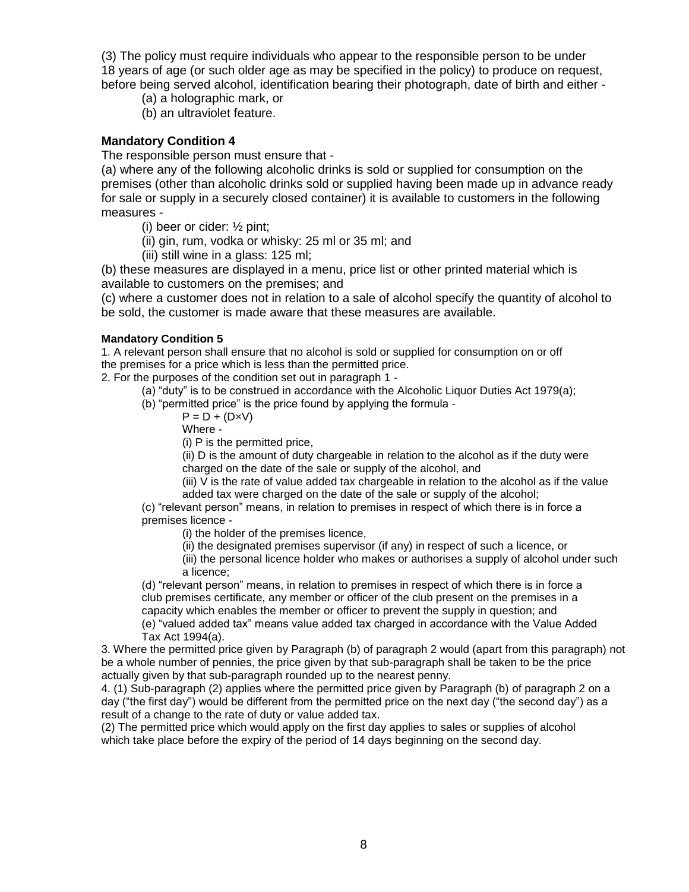(3) The policy must require individuals who appear to the responsible person to be under 18 years of age (or such older age as may be specified in the policy) to produce on request, before being served alcohol, identification bearing their photograph, date of birth and either -

(a) a holographic mark, or

(b) an ultraviolet feature.

### Mandatory Condition 4

The responsible person must ensure that -

(a) where any of the following alcoholic drinks is sold or supplied for consumption on the premises (other than alcoholic drinks sold or supplied having been made up in advance ready for sale or supply in a securely closed container) it is available to customers in the following measures -

(i) beer or cider: ½ pint;

(ii) gin, rum, vodka or whisky: 25 ml or 35 ml; and

(iii) still wine in a glass: 125 ml;

(b) these measures are displayed in a menu, price list or other printed material which is available to customers on the premises; and

(c) where a customer does not in relation to a sale of alcohol specify the quantity of alcohol to be sold, the customer is made aware that these measures are available.

### Mandatory Condition 5

1. A relevant person shall ensure that no alcohol is sold or supplied for consumption on or off the premises for a price which is less than the permitted price.

2. For the purposes of the condition set out in paragraph 1 -

(a) "duty" is to be construed in accordance with the Alcoholic Liquor Duties Act 1979(a);

(b) "permitted price" is the price found by applying the formula -

$P = D + (D \times V)$

Where -

(i) P is the permitted price,

(ii) D is the amount of duty chargeable in relation to the alcohol as if the duty were charged on the date of the sale or supply of the alcohol, and

(iii) V is the rate of value added tax chargeable in relation to the alcohol as if the value added tax were charged on the date of the sale or supply of the alcohol;

(c) "relevant person" means, in relation to premises in respect of which there is in force a premises licence -

(i) the holder of the premises licence,

(ii) the designated premises supervisor (if any) in respect of such a licence, or

(iii) the personal licence holder who makes or authorises a supply of alcohol under such a licence;

(d) "relevant person" means, in relation to premises in respect of which there is in force a club premises certificate, any member or officer of the club present on the premises in a capacity which enables the member or officer to prevent the supply in question; and

(e) "valued added tax" means value added tax charged in accordance with the Value Added Tax Act 1994(a).

3. Where the permitted price given by Paragraph (b) of paragraph 2 would (apart from this paragraph) not be a whole number of pennies, the price given by that sub-paragraph shall be taken to be the price actually given by that sub-paragraph rounded up to the nearest penny.

4. (1) Sub-paragraph (2) applies where the permitted price given by Paragraph (b) of paragraph 2 on a day ("the first day") would be different from the permitted price on the next day ("the second day") as a result of a change to the rate of duty or value added tax.

(2) The permitted price which would apply on the first day applies to sales or supplies of alcohol which take place before the expiry of the period of 14 days beginning on the second day.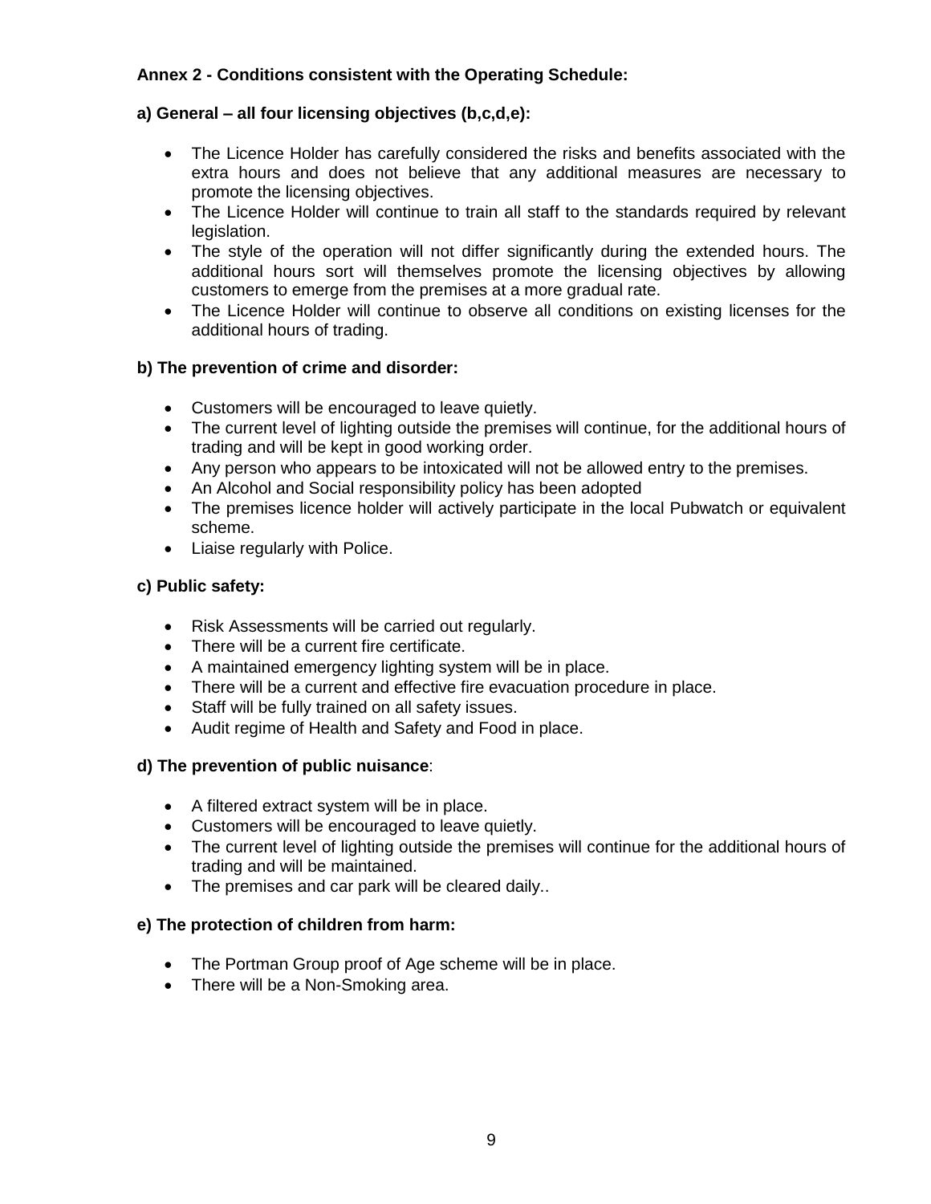**Annex 2 - Conditions consistent with the Operating Schedule:**

**a) General – all four licensing objectives (b,c,d,e):**

- The Licence Holder has carefully considered the risks and benefits associated with the extra hours and does not believe that any additional measures are necessary to promote the licensing objectives.
- The Licence Holder will continue to train all staff to the standards required by relevant legislation.
- The style of the operation will not differ significantly during the extended hours. The additional hours sort will themselves promote the licensing objectives by allowing customers to emerge from the premises at a more gradual rate.
- The Licence Holder will continue to observe all conditions on existing licenses for the additional hours of trading.

**b) The prevention of crime and disorder:**

- Customers will be encouraged to leave quietly.
- The current level of lighting outside the premises will continue, for the additional hours of trading and will be kept in good working order.
- Any person who appears to be intoxicated will not be allowed entry to the premises.
- An Alcohol and Social responsibility policy has been adopted
- The premises licence holder will actively participate in the local Pubwatch or equivalent scheme.
- Liaise regularly with Police.

**c) Public safety:**

- Risk Assessments will be carried out regularly.
- There will be a current fire certificate.
- A maintained emergency lighting system will be in place.
- There will be a current and effective fire evacuation procedure in place.
- Staff will be fully trained on all safety issues.
- Audit regime of Health and Safety and Food in place.

**d) The prevention of public nuisance**:

- A filtered extract system will be in place.
- Customers will be encouraged to leave quietly.
- The current level of lighting outside the premises will continue for the additional hours of trading and will be maintained.
- The premises and car park will be cleared daily..

**e) The protection of children from harm:**

- The Portman Group proof of Age scheme will be in place.
- There will be a Non-Smoking area.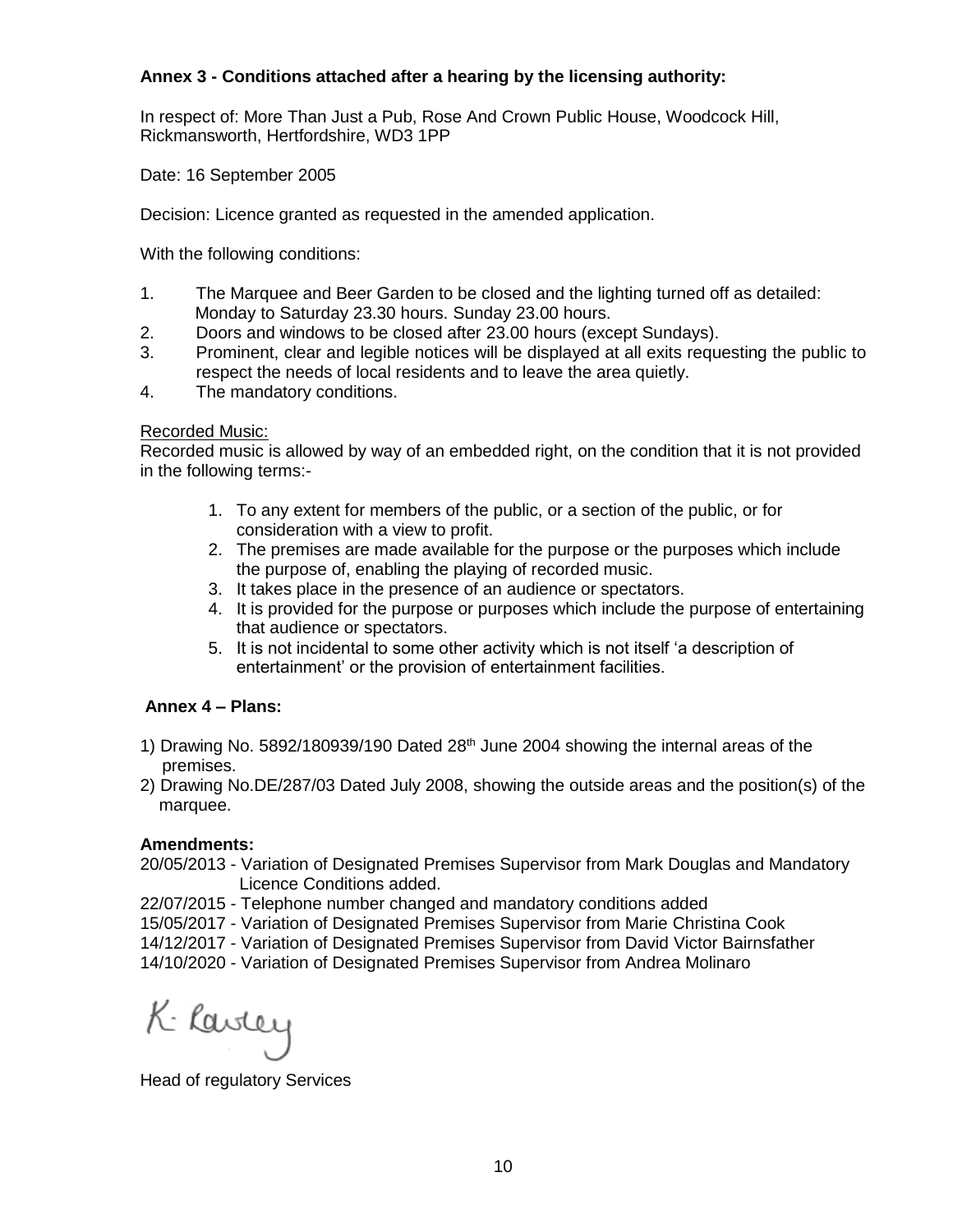**Annex 3 - Conditions attached after a hearing by the licensing authority:**

In respect of: More Than Just a Pub, Rose And Crown Public House, Woodcock Hill, Rickmansworth, Hertfordshire, WD3 1PP

Date: 16 September 2005

Decision: Licence granted as requested in the amended application.

With the following conditions:

1. The Marquee and Beer Garden to be closed and the lighting turned off as detailed: Monday to Saturday 23.30 hours. Sunday 23.00 hours.
2. Doors and windows to be closed after 23.00 hours (except Sundays).
3. Prominent, clear and legible notices will be displayed at all exits requesting the public to respect the needs of local residents and to leave the area quietly.
4. The mandatory conditions.

Recorded Music:

Recorded music is allowed by way of an embedded right, on the condition that it is not provided in the following terms:-

1. To any extent for members of the public, or a section of the public, or for consideration with a view to profit.
2. The premises are made available for the purpose or the purposes which include the purpose of, enabling the playing of recorded music.
3. It takes place in the presence of an audience or spectators.
4. It is provided for the purpose or purposes which include the purpose of entertaining that audience or spectators.
5. It is not incidental to some other activity which is not itself 'a description of entertainment' or the provision of entertainment facilities.

**Annex 4 – Plans:**

1) Drawing No. 5892/180939/190 Dated 28th June 2004 showing the internal areas of the premises.
2) Drawing No.DE/287/03 Dated July 2008, showing the outside areas and the position(s) of the marquee.

**Amendments:**

20/05/2013 - Variation of Designated Premises Supervisor from Mark Douglas and Mandatory Licence Conditions added.
22/07/2015 - Telephone number changed and mandatory conditions added
15/05/2017 - Variation of Designated Premises Supervisor from Marie Christina Cook
14/12/2017 - Variation of Designated Premises Supervisor from David Victor Bairnsfather
14/10/2020 - Variation of Designated Premises Supervisor from Andrea Molinaro

K. Rawley

Head of regulatory Services